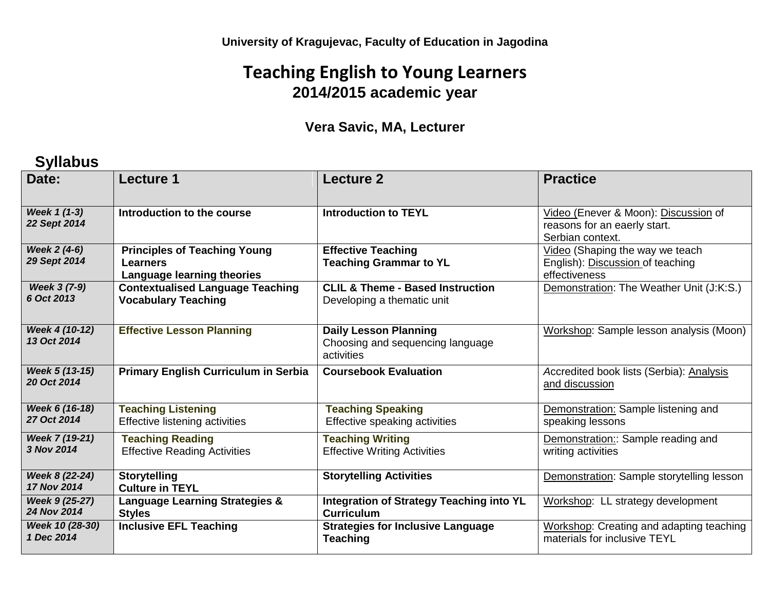**University of Kragujevac, Faculty of Education in Jagodina**

# Teaching English to Young Learners
## 2014/2015 academic year

**Vera Savic, MA, Lecturer**

## Syllabus

| Date: | Lecture 1 | Lecture 2 | Practice |
|---|---|---|---|
| ***Week 1 (1-3)*** ***22 Sept 2014*** | **Introduction to the course** | **Introduction to TEYL** | Video (Enever & Moon): Discussion of reasons for an eaerly start. Serbian context. |
| ***Week 2 (4-6)*** ***29 Sept 2014*** | **Principles of Teaching Young Learners** **Language learning theories** | **Effective Teaching** **Teaching Grammar to YL** | Video (Shaping the way we teach English): Discussion of teaching effectiveness |
| ***Week 3 (7-9)*** ***6 Oct 2013*** | **Contextualised Language Teaching** **Vocabulary Teaching** | **CLIL & Theme - Based Instruction** Developing a thematic unit | Demonstration: The Weather Unit (J:K:S.) |
| ***Week 4 (10-12)*** ***13 Oct 2014*** | **Effective Lesson Planning** | **Daily Lesson Planning** Choosing and sequencing language activities | Workshop: Sample lesson analysis (Moon) |
| ***Week 5 (13-15)*** ***20 Oct 2014*** | **Primary English Curriculum in Serbia** | **Coursebook Evaluation** | *A*ccredited book lists (Serbia): Analysis and discussion |
| ***Week 6 (16-18)*** ***27 Oct 2014*** | **Teaching Listening** Effective listening activities | **Teaching Speaking** Effective speaking activities | Demonstration: Sample listening and speaking lessons |
| ***Week 7 (19-21)*** ***3 Nov 2014*** | **Teaching Reading** Effective Reading Activities | **Teaching Writing** Effective Writing Activities | Demonstration:: Sample reading and writing activities |
| ***Week 8 (22-24)*** ***17 Nov 2014*** | **Storytelling** **Culture in TEYL** | **Storytelling Activities** | Demonstration: Sample storytelling lesson |
| ***Week 9 (25-27)*** ***24 Nov 2014*** | **Language Learning Strategies & Styles** | **Integration of Strategy Teaching into YL Curriculum** | Workshop: LL strategy development |
| ***Week 10 (28-30)*** ***1 Dec 2014*** | **Inclusive EFL Teaching** | **Strategies for Inclusive Language Teaching** | Workshop: Creating and adapting teaching materials for inclusive TEYL |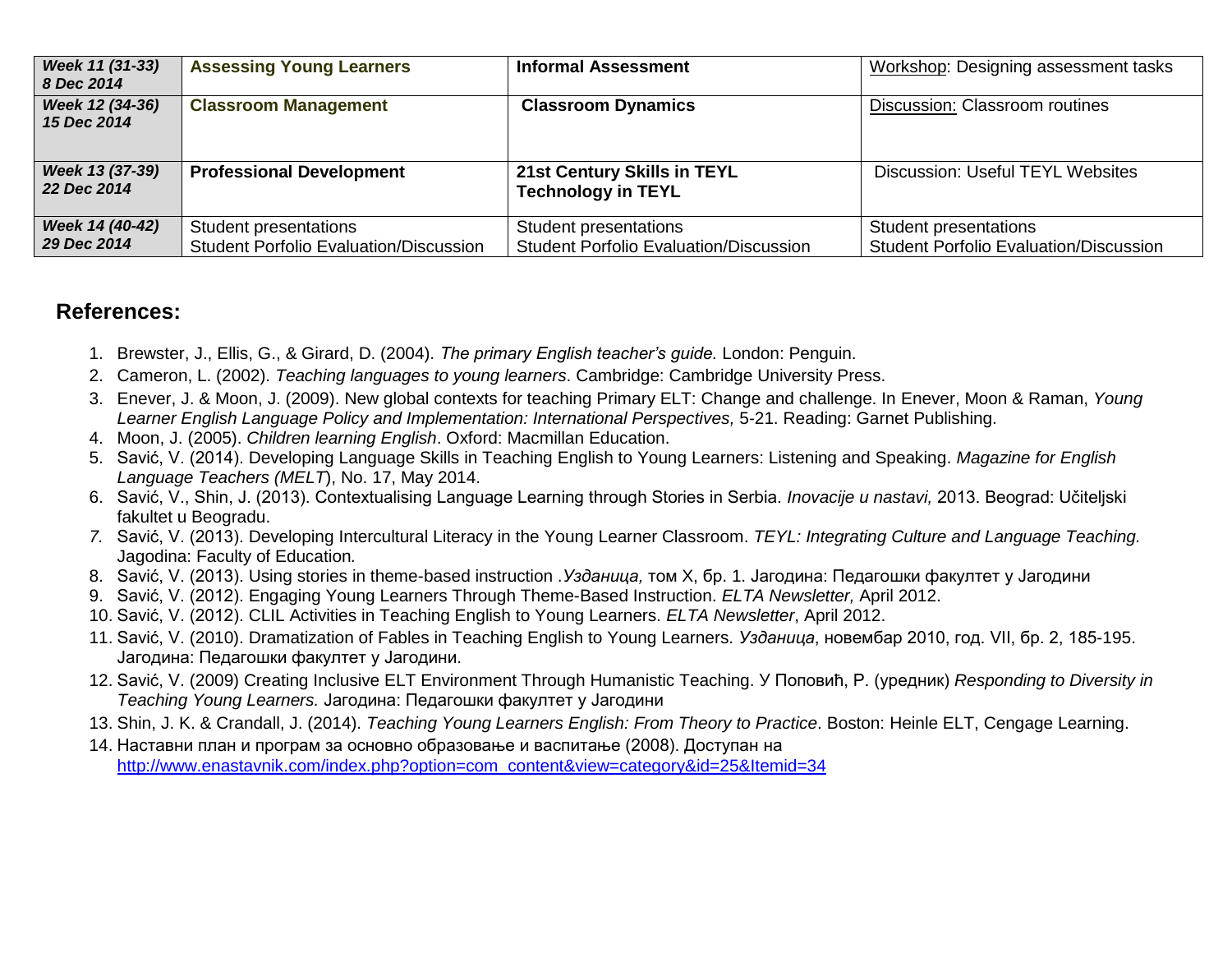| | | | |
|---|---|---|---|
| ***Week 11 (31-33)*** ***8 Dec 2014*** | **Assessing Young Learners** | **Informal Assessment** | Workshop: Designing assessment tasks |
| ***Week 12 (34-36)*** ***15 Dec 2014*** | **Classroom Management** | **Classroom Dynamics** | Discussion: Classroom routines |
| ***Week 13 (37-39)*** ***22 Dec 2014*** | **Professional Development** | **21st Century Skills in TEYL** **Technology in TEYL** | Discussion: Useful TEYL Websites |
| ***Week 14 (40-42)*** ***29 Dec 2014*** | Student presentations Student Porfolio Evaluation/Discussion | Student presentations Student Porfolio Evaluation/Discussion | Student presentations Student Porfolio Evaluation/Discussion |

## References:

1. Brewster, J., Ellis, G., & Girard, D. (2004). *The primary English teacher's guide.* London: Penguin.
2. Cameron, L. (2002). *Teaching languages to young learners*. Cambridge: Cambridge University Press.
3. Enever, J. & Moon, J. (2009). New global contexts for teaching Primary ELT: Change and challenge. In Enever, Moon & Raman, *Young Learner English Language Policy and Implementation: International Perspectives,* 5-21. Reading: Garnet Publishing.
4. Moon, J. (2005). *Children learning English*. Oxford: Macmillan Education.
5. Savić, V. (2014). Developing Language Skills in Teaching English to Young Learners: Listening and Speaking. *Magazine for English Language Teachers (MELT*), No. 17, May 2014.
6. Savić, V., Shin, J. (2013). Contextualising Language Learning through Stories in Serbia. *Inovacije u nastavi,* 2013. Beograd: Učiteljski fakultet u Beogradu.
7. Savić, V. (2013). Developing Intercultural Literacy in the Young Learner Classroom. *TEYL: Integrating Culture and Language Teaching.* Jagodina: Faculty of Education*.*
8. Savić, V. (2013). Using stories in theme-based instruction .*Узданица,* том X, бр. 1. Јагодина: Педагошки факултет у Јагодини
9. Savić, V. (2012). Engaging Young Learners Through Theme-Based Instruction. *ELTA Newsletter,* April 2012.
10. Savić, V. (2012). CLIL Activities in Teaching English to Young Learners. *ELTA Newsletter*, April 2012.
11. Savić, V. (2010). Dramatization of Fables in Teaching English to Young Learners. *Узданица*, новембар 2010, год. VII, бр. 2, 185-195. Јагодина: Педагошки факултет у Јагодини.
12. Savić, V. (2009) Creating Inclusive ELT Environment Through Humanistic Teaching. У Поповић, Р. (уредник) *Responding to Diversity in Teaching Young Learners.* Јагодина: Педагошки факултет у Јагодини
13. Shin, J. K. & Crandall, J. (2014). *Teaching Young Learners English: From Theory to Practice*. Boston: Heinle ELT, Cengage Learning.
14. Наставни план и програм за основно образовање и васпитање (2008). Доступан на http://www.enastavnik.com/index.php?option=com_content&view=category&id=25&Itemid=34